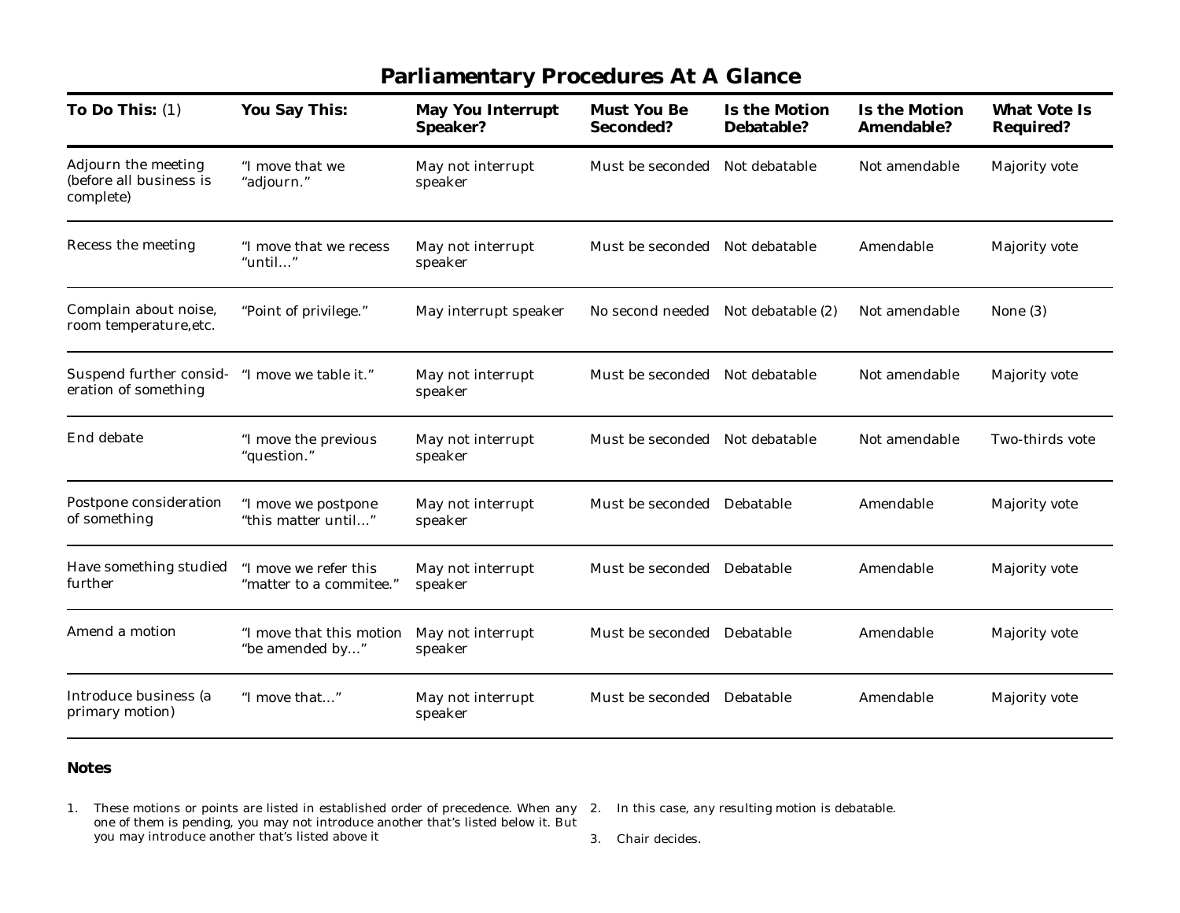# Parliamentary Procedures At A Glance

| **To Do This:** (1) | **You Say This:** | **May You Interrupt Speaker?** | **Must You Be Seconded?** | **Is the Motion Debatable?** | **Is the Motion Amendable?** | **What Vote Is Required?** |
|---|---|---|---|---|---|---|
| Adjourn the meeting (before all business is complete) | "I move that we "adjourn." | May not interrupt speaker | Must be seconded | Not debatable | Not amendable | Majority vote |
| Recess the meeting | "I move that we recess "until…" | May not interrupt speaker | Must be seconded | Not debatable | Amendable | Majority vote |
| Complain about noise, room temperature,etc. | "Point of privilege." | May interrupt speaker | No second needed | Not debatable (2) | Not amendable | None (3) |
| Suspend further consid-eration of something | "I move we table it." | May not interrupt speaker | Must be seconded | Not debatable | Not amendable | Majority vote |
| End debate | "I move the previous "question." | May not interrupt speaker | Must be seconded | Not debatable | Not amendable | Two-thirds vote |
| Postpone consideration of something | "I move we postpone "this matter until…" | May not interrupt speaker | Must be seconded | Debatable | Amendable | Majority vote |
| Have something studied further | "I move we refer this "matter to a commitee." | May not interrupt speaker | Must be seconded | Debatable | Amendable | Majority vote |
| Amend a motion | "I move that this motion "be amended by…" | May not interrupt speaker | Must be seconded | Debatable | Amendable | Majority vote |
| Introduce business (a primary motion) | "I move that…" | May not interrupt speaker | Must be seconded | Debatable | Amendable | Majority vote |

**Notes**

1. These motions or points are listed in established order of precedence. When any one of them is pending, you may not introduce another that's listed below it. But you may introduce another that's listed above it
2. In this case, any resulting motion is debatable.
3. Chair decides.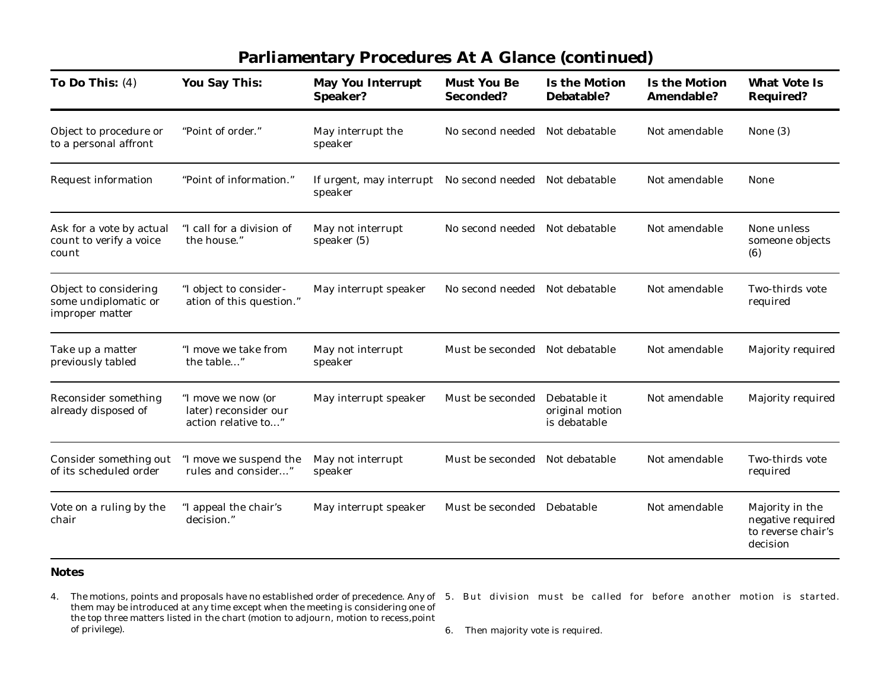## Parliamentary Procedures At A Glance (continued)

| To Do This: (4) | You Say This: | May You Interrupt Speaker? | Must You Be Seconded? | Is the Motion Debatable? | Is the Motion Amendable? | What Vote Is Required? |
|---|---|---|---|---|---|---|
| Object to procedure or to a personal affront | "Point of order." | May interrupt the speaker | No second needed | Not debatable | Not amendable | None (3) |
| Request information | "Point of information." | If urgent, may interrupt speaker | No second needed | Not debatable | Not amendable | None |
| Ask for a vote by actual count to verify a voice count | "I call for a division of the house." | May not interrupt speaker (5) | No second needed | Not debatable | Not amendable | None unless someone objects (6) |
| Object to considering some undiplomatic or improper matter | "I object to consideration of this question." | May interrupt speaker | No second needed | Not debatable | Not amendable | Two-thirds vote required |
| Take up a matter previously tabled | "I move we take from the table..." | May not interrupt speaker | Must be seconded | Not debatable | Not amendable | Majority required |
| Reconsider something already disposed of | "I move we now (or later) reconsider our action relative to..." | May interrupt speaker | Must be seconded | Debatable it original motion is debatable | Not amendable | Majority required |
| Consider something out of its scheduled order | "I move we suspend the rules and consider..." | May not interrupt speaker | Must be seconded | Not debatable | Not amendable | Two-thirds vote required |
| Vote on a ruling by the chair | "I appeal the chair's decision." | May interrupt speaker | Must be seconded | Debatable | Not amendable | Majority in the negative required to reverse chair's decision |

**Notes**

4. The motions, points and proposals have no established order of precedence. Any of them may be introduced at any time except when the meeting is considering one of the top three matters listed in the chart (motion to adjourn, motion to recess, point of privilege).

5. But division must be called for before another motion is started.

6. Then majority vote is required.